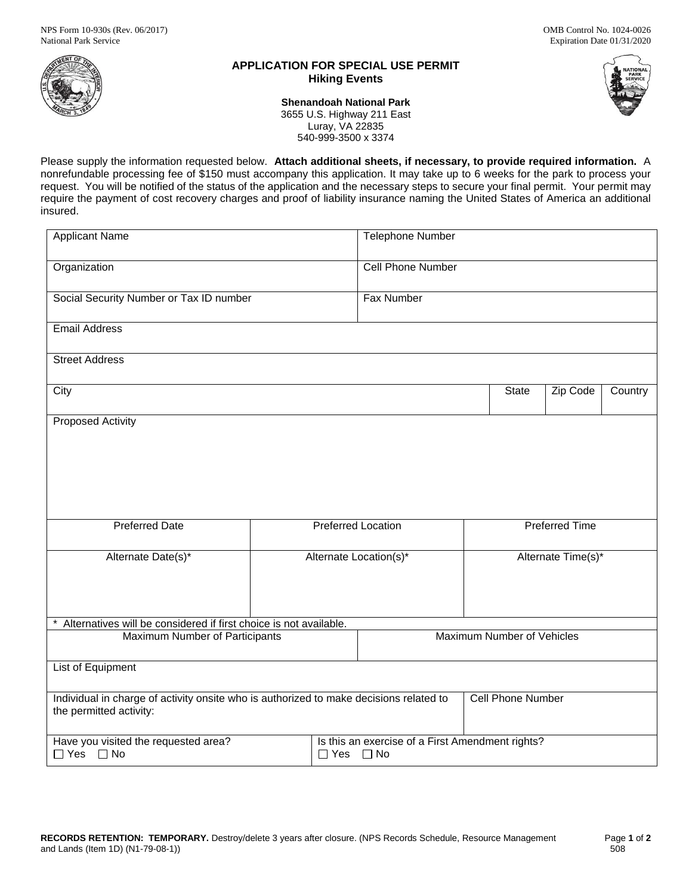NPS Form 10-930s (Rev. 06/2017)
National Park Service

OMB Control No. 1024-0026
Expiration Date 01/31/2020

# APPLICATION FOR SPECIAL USE PERMIT
## Hiking Events

**Shenandoah National Park**
3655 U.S. Highway 211 East
Luray, VA 22835
540-999-3500 x 3374

Please supply the information requested below. **Attach additional sheets, if necessary, to provide required information.** A nonrefundable processing fee of $150 must accompany this application. It may take up to 6 weeks for the park to process your request. You will be notified of the status of the application and the necessary steps to secure your final permit. Your permit may require the payment of cost recovery charges and proof of liability insurance naming the United States of America an additional insured.

| Applicant Name | Telephone Number |
|---|---|
| Organization | Cell Phone Number |
| Social Security Number or Tax ID number | Fax Number |

| Email Address |
|---|
| Street Address |

| City | State | Zip Code | Country |
|---|---|---|---|
| | | | |

| Proposed Activity |
|---|
| |

| Preferred Date | Preferred Location | Preferred Time |
|---|---|---|
| | | |
| Alternate Date(s)* | Alternate Location(s)* | Alternate Time(s)* |
| | | |

\* Alternatives will be considered if first choice is not available.

| Maximum Number of Participants | Maximum Number of Vehicles |
|---|---|
| | |

| List of Equipment |
|---|
| |

| Individual in charge of activity onsite who is authorized to make decisions related to the permitted activity: | Cell Phone Number |
|---|---|
| | |

| Have you visited the requested area? | Is this an exercise of a First Amendment rights? |
|---|---|
| ☐ Yes ☐ No | ☐ Yes ☐ No |

**RECORDS RETENTION: TEMPORARY.** Destroy/delete 3 years after closure. (NPS Records Schedule, Resource Management and Lands (Item 1D) (N1-79-08-1))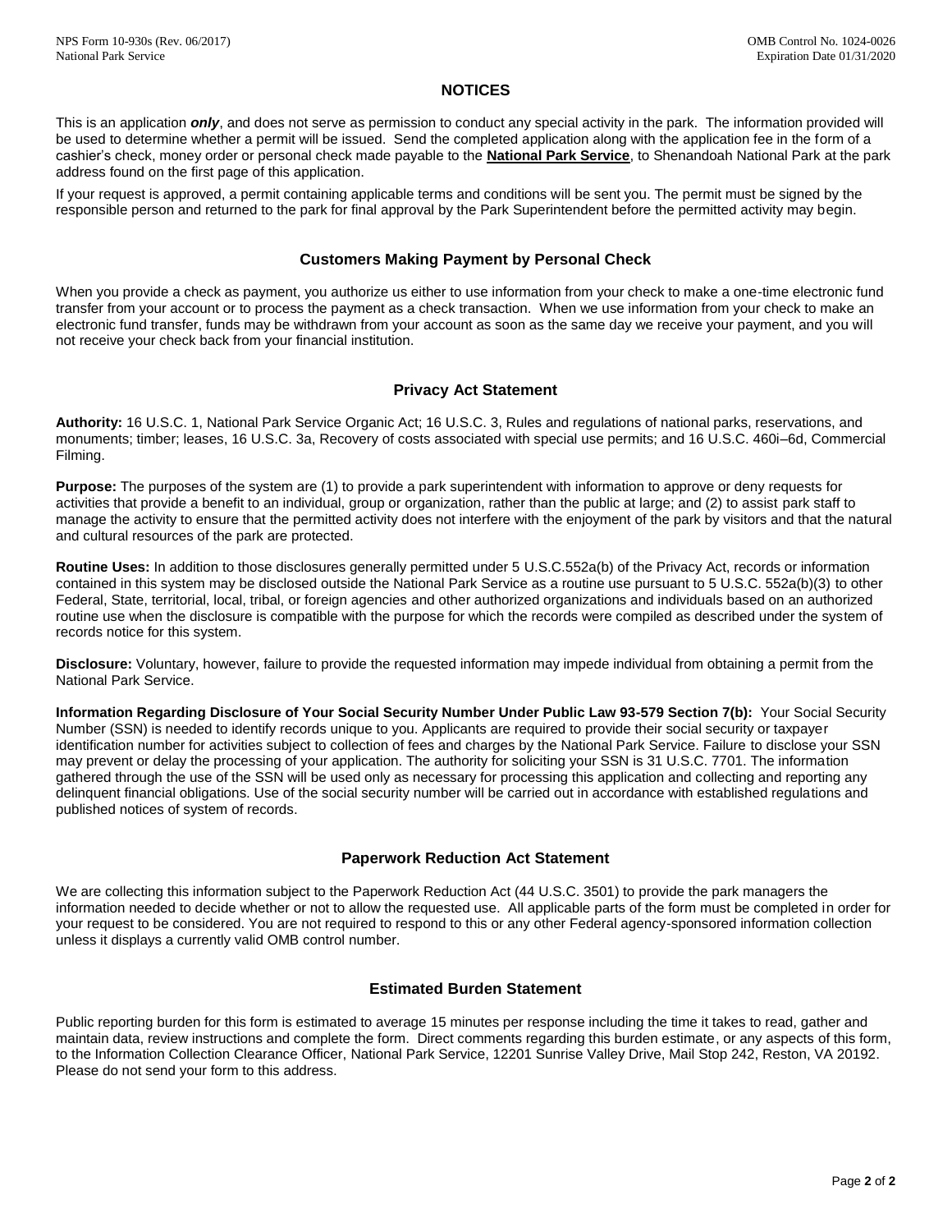## NOTICES

This is an application ***only***, and does not serve as permission to conduct any special activity in the park. The information provided will be used to determine whether a permit will be issued. Send the completed application along with the application fee in the form of a cashier's check, money order or personal check made payable to the **National Park Service**, to Shenandoah National Park at the park address found on the first page of this application.

If your request is approved, a permit containing applicable terms and conditions will be sent you. The permit must be signed by the responsible person and returned to the park for final approval by the Park Superintendent before the permitted activity may begin.

### Customers Making Payment by Personal Check

When you provide a check as payment, you authorize us either to use information from your check to make a one-time electronic fund transfer from your account or to process the payment as a check transaction. When we use information from your check to make an electronic fund transfer, funds may be withdrawn from your account as soon as the same day we receive your payment, and you will not receive your check back from your financial institution.

### Privacy Act Statement

**Authority:** 16 U.S.C. 1, National Park Service Organic Act; 16 U.S.C. 3, Rules and regulations of national parks, reservations, and monuments; timber; leases, 16 U.S.C. 3a, Recovery of costs associated with special use permits; and 16 U.S.C. 460i–6d, Commercial Filming.

**Purpose:** The purposes of the system are (1) to provide a park superintendent with information to approve or deny requests for activities that provide a benefit to an individual, group or organization, rather than the public at large; and (2) to assist park staff to manage the activity to ensure that the permitted activity does not interfere with the enjoyment of the park by visitors and that the natural and cultural resources of the park are protected.

**Routine Uses:** In addition to those disclosures generally permitted under 5 U.S.C.552a(b) of the Privacy Act, records or information contained in this system may be disclosed outside the National Park Service as a routine use pursuant to 5 U.S.C. 552a(b)(3) to other Federal, State, territorial, local, tribal, or foreign agencies and other authorized organizations and individuals based on an authorized routine use when the disclosure is compatible with the purpose for which the records were compiled as described under the system of records notice for this system.

**Disclosure:** Voluntary, however, failure to provide the requested information may impede individual from obtaining a permit from the National Park Service.

**Information Regarding Disclosure of Your Social Security Number Under Public Law 93-579 Section 7(b):** Your Social Security Number (SSN) is needed to identify records unique to you. Applicants are required to provide their social security or taxpayer identification number for activities subject to collection of fees and charges by the National Park Service. Failure to disclose your SSN may prevent or delay the processing of your application. The authority for soliciting your SSN is 31 U.S.C. 7701. The information gathered through the use of the SSN will be used only as necessary for processing this application and collecting and reporting any delinquent financial obligations. Use of the social security number will be carried out in accordance with established regulations and published notices of system of records.

### Paperwork Reduction Act Statement

We are collecting this information subject to the Paperwork Reduction Act (44 U.S.C. 3501) to provide the park managers the information needed to decide whether or not to allow the requested use. All applicable parts of the form must be completed in order for your request to be considered. You are not required to respond to this or any other Federal agency-sponsored information collection unless it displays a currently valid OMB control number.

### Estimated Burden Statement

Public reporting burden for this form is estimated to average 15 minutes per response including the time it takes to read, gather and maintain data, review instructions and complete the form. Direct comments regarding this burden estimate, or any aspects of this form, to the Information Collection Clearance Officer, National Park Service, 12201 Sunrise Valley Drive, Mail Stop 242, Reston, VA 20192. Please do not send your form to this address.